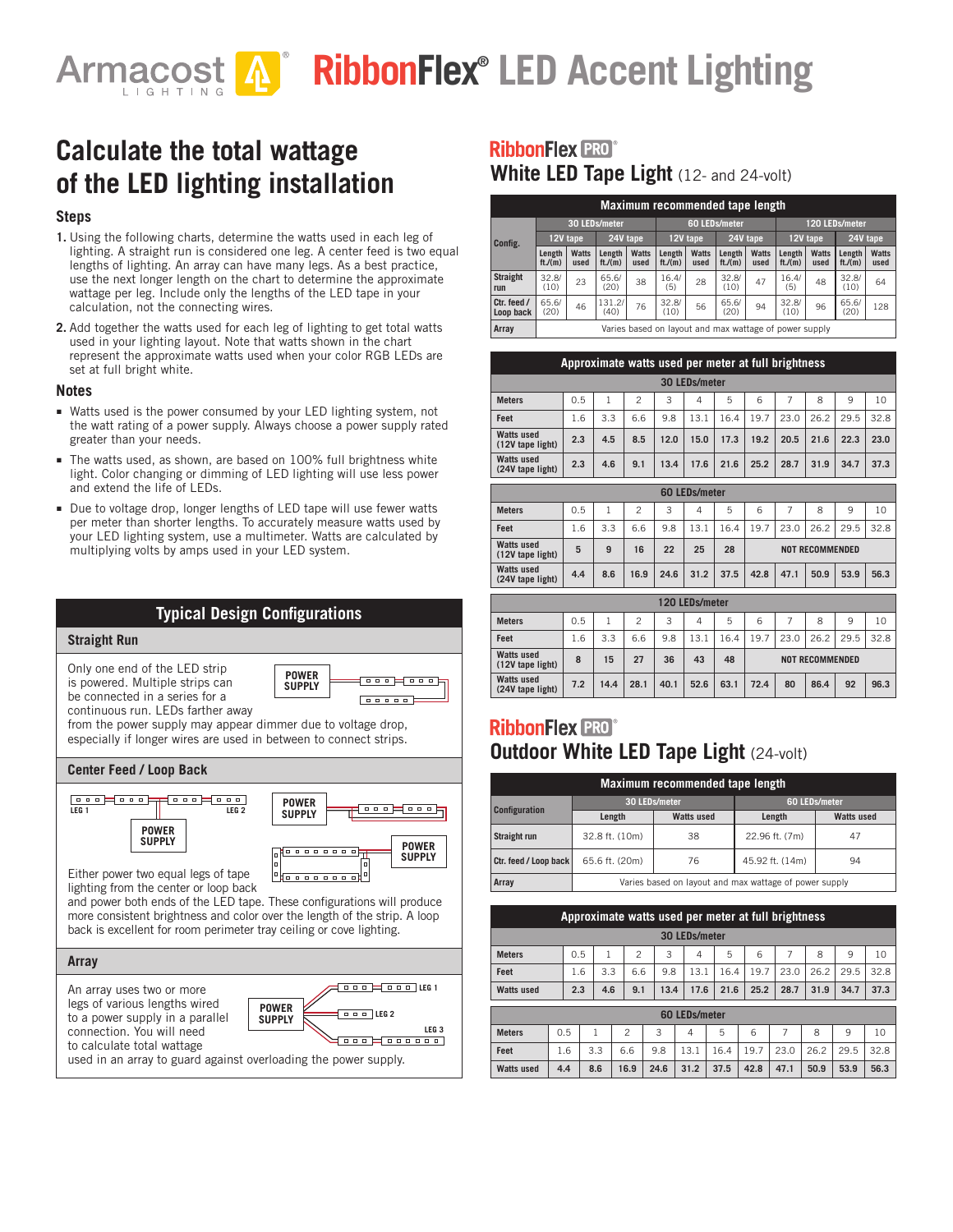# Armacost Lighting RibbonFlex® LED Accent Lighting

## Calculate the total wattage of the LED lighting installation

### Steps

1. Using the following charts, determine the watts used in each leg of lighting. A straight run is considered one leg. A center feed is two equal lengths of lighting. An array can have many legs. As a best practice, use the next longer length on the chart to determine the approximate wattage per leg. Include only the lengths of the LED tape in your calculation, not the connecting wires.
2. Add together the watts used for each leg of lighting to get total watts used in your lighting layout. Note that watts shown in the chart represent the approximate watts used when your color RGB LEDs are set at full bright white.

### Notes

- Watts used is the power consumed by your LED lighting system, not the watt rating of a power supply. Always choose a power supply rated greater than your needs.
- The watts used, as shown, are based on 100% full brightness white light. Color changing or dimming of LED lighting will use less power and extend the life of LEDs.
- Due to voltage drop, longer lengths of LED tape will use fewer watts per meter than shorter lengths. To accurately measure watts used by your LED lighting system, use a multimeter. Watts are calculated by multiplying volts by amps used in your LED system.

## Typical Design Configurations

### Straight Run

Only one end of the LED strip is powered. Multiple strips can be connected in a series for a continuous run. LEDs farther away from the power supply may appear dimmer due to voltage drop, especially if longer wires are used in between to connect strips.

### Center Feed / Loop Back

Either power two equal legs of tape lighting from the center or loop back and power both ends of the LED tape. These configurations will produce more consistent brightness and color over the length of the strip. A loop back is excellent for room perimeter tray ceiling or cove lighting.

### Array

An array uses two or more legs of various lengths wired to a power supply in a parallel connection. You will need to calculate total wattage used in an array to guard against overloading the power supply.

## RibbonFlex PRO® White LED Tape Light (12- and 24-volt)

**Maximum recommended tape length**

| Config. | 30 LEDs/meter | | | | 60 LEDs/meter | | | | 120 LEDs/meter | | | |
|---|---|---|---|---|---|---|---|---|---|---|---|---|
| | 12V tape | | 24V tape | | 12V tape | | 24V tape | | 12V tape | | 24V tape | |
| | Length ft./(m) | Watts used | Length ft./(m) | Watts used | Length ft./(m) | Watts used | Length ft./(m) | Watts used | Length ft./(m) | Watts used | Length ft./(m) | Watts used |
| Straight run | 32.8/ (10) | 23 | 65.6/ (20) | 38 | 16.4/ (5) | 28 | 32.8/ (10) | 47 | 16.4/ (5) | 48 | 32.8/ (10) | 64 |
| Ctr. feed / Loop back | 65.6/ (20) | 46 | 131.2/ (40) | 76 | 32.8/ (10) | 56 | 65.6/ (20) | 94 | 32.8/ (10) | 96 | 65.6/ (20) | 128 |
| Array | Varies based on layout and max wattage of power supply | | | | | | | | | | | |

**Approximate watts used per meter at full brightness**

**30 LEDs/meter**

| Meters | 0.5 | 1 | 2 | 3 | 4 | 5 | 6 | 7 | 8 | 9 | 10 |
|---|---|---|---|---|---|---|---|---|---|---|---|
| Feet | 1.6 | 3.3 | 6.6 | 9.8 | 13.1 | 16.4 | 19.7 | 23.0 | 26.2 | 29.5 | 32.8 |
| Watts used (12V tape light) | 2.3 | 4.5 | 8.5 | 12.0 | 15.0 | 17.3 | 19.2 | 20.5 | 21.6 | 22.3 | 23.0 |
| Watts used (24V tape light) | 2.3 | 4.6 | 9.1 | 13.4 | 17.6 | 21.6 | 25.2 | 28.7 | 31.9 | 34.7 | 37.3 |

**60 LEDs/meter**

| Meters | 0.5 | 1 | 2 | 3 | 4 | 5 | 6 | 7 | 8 | 9 | 10 |
|---|---|---|---|---|---|---|---|---|---|---|---|
| Feet | 1.6 | 3.3 | 6.6 | 9.8 | 13.1 | 16.4 | 19.7 | 23.0 | 26.2 | 29.5 | 32.8 |
| Watts used (12V tape light) | 5 | 9 | 16 | 22 | 25 | 28 | NOT RECOMMENDED | | | | |
| Watts used (24V tape light) | 4.4 | 8.6 | 16.9 | 24.6 | 31.2 | 37.5 | 42.8 | 47.1 | 50.9 | 53.9 | 56.3 |

**120 LEDs/meter**

| Meters | 0.5 | 1 | 2 | 3 | 4 | 5 | 6 | 7 | 8 | 9 | 10 |
|---|---|---|---|---|---|---|---|---|---|---|---|
| Feet | 1.6 | 3.3 | 6.6 | 9.8 | 13.1 | 16.4 | 19.7 | 23.0 | 26.2 | 29.5 | 32.8 |
| Watts used (12V tape light) | 8 | 15 | 27 | 36 | 43 | 48 | NOT RECOMMENDED | | | | |
| Watts used (24V tape light) | 7.2 | 14.4 | 28.1 | 40.1 | 52.6 | 63.1 | 72.4 | 80 | 86.4 | 92 | 96.3 |

## RibbonFlex PRO® Outdoor White LED Tape Light (24-volt)

**Maximum recommended tape length**

| Configuration | 30 LEDs/meter | | 60 LEDs/meter | |
|---|---|---|---|---|
| | Length | Watts used | Length | Watts used |
| Straight run | 32.8 ft. (10m) | 38 | 22.96 ft. (7m) | 47 |
| Ctr. feed / Loop back | 65.6 ft. (20m) | 76 | 45.92 ft. (14m) | 94 |
| Array | Varies based on layout and max wattage of power supply | | | |

**Approximate watts used per meter at full brightness**

**30 LEDs/meter**

| Meters | 0.5 | 1 | 2 | 3 | 4 | 5 | 6 | 7 | 8 | 9 | 10 |
|---|---|---|---|---|---|---|---|---|---|---|---|
| Feet | 1.6 | 3.3 | 6.6 | 9.8 | 13.1 | 16.4 | 19.7 | 23.0 | 26.2 | 29.5 | 32.8 |
| Watts used | 2.3 | 4.6 | 9.1 | 13.4 | 17.6 | 21.6 | 25.2 | 28.7 | 31.9 | 34.7 | 37.3 |

**60 LEDs/meter**

| Meters | 0.5 | 1 | 2 | 3 | 4 | 5 | 6 | 7 | 8 | 9 | 10 |
|---|---|---|---|---|---|---|---|---|---|---|---|
| Feet | 1.6 | 3.3 | 6.6 | 9.8 | 13.1 | 16.4 | 19.7 | 23.0 | 26.2 | 29.5 | 32.8 |
| Watts used | 4.4 | 8.6 | 16.9 | 24.6 | 31.2 | 37.5 | 42.8 | 47.1 | 50.9 | 53.9 | 56.3 |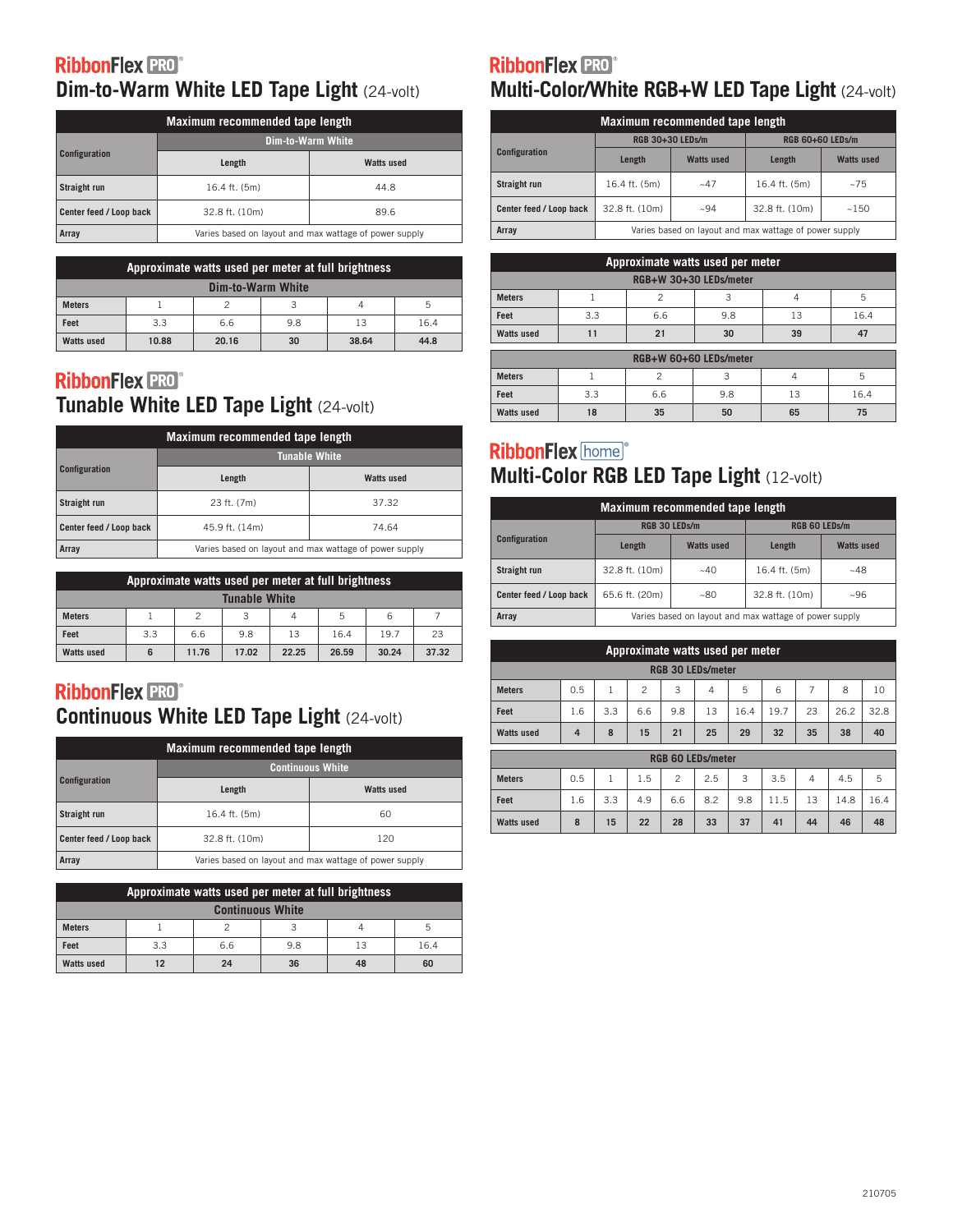## RibbonFlex PRO®
# Dim-to-Warm White LED Tape Light (24-volt)

| Maximum recommended tape length | | |
|---|---|---|
| Configuration | Dim-to-Warm White | |
| | Length | Watts used |
| Straight run | 16.4 ft. (5m) | 44.8 |
| Center feed / Loop back | 32.8 ft. (10m) | 89.6 |
| Array | Varies based on layout and max wattage of power supply | |

| Approximate watts used per meter at full brightness | | | | | |
|---|---|---|---|---|---|
| Dim-to-Warm White | | | | | |
| Meters | 1 | 2 | 3 | 4 | 5 |
| Feet | 3.3 | 6.6 | 9.8 | 13 | 16.4 |
| Watts used | **10.88** | **20.16** | **30** | **38.64** | **44.8** |

## RibbonFlex PRO®
# Tunable White LED Tape Light (24-volt)

| Maximum recommended tape length | | |
|---|---|---|
| Configuration | Tunable White | |
| | Length | Watts used |
| Straight run | 23 ft. (7m) | 37.32 |
| Center feed / Loop back | 45.9 ft. (14m) | 74.64 |
| Array | Varies based on layout and max wattage of power supply | |

| Approximate watts used per meter at full brightness | | | | | | | |
|---|---|---|---|---|---|---|---|
| Tunable White | | | | | | | |
| Meters | 1 | 2 | 3 | 4 | 5 | 6 | 7 |
| Feet | 3.3 | 6.6 | 9.8 | 13 | 16.4 | 19.7 | 23 |
| Watts used | **6** | **11.76** | **17.02** | **22.25** | **26.59** | **30.24** | **37.32** |

## RibbonFlex PRO®
# Continuous White LED Tape Light (24-volt)

| Maximum recommended tape length | | |
|---|---|---|
| Configuration | Continuous White | |
| | Length | Watts used |
| Straight run | 16.4 ft. (5m) | 60 |
| Center feed / Loop back | 32.8 ft. (10m) | 120 |
| Array | Varies based on layout and max wattage of power supply | |

| Approximate watts used per meter at full brightness | | | | | |
|---|---|---|---|---|---|
| Continuous White | | | | | |
| Meters | 1 | 2 | 3 | 4 | 5 |
| Feet | 3.3 | 6.6 | 9.8 | 13 | 16.4 |
| Watts used | **12** | **24** | **36** | **48** | **60** |

## RibbonFlex PRO®
# Multi-Color/White RGB+W LED Tape Light (24-volt)

| Maximum recommended tape length | | | | |
|---|---|---|---|---|
| Configuration | RGB 30+30 LEDs/m | | RGB 60+60 LEDs/m | |
| | Length | Watts used | Length | Watts used |
| Straight run | 16.4 ft. (5m) | ~47 | 16.4 ft. (5m) | ~75 |
| Center feed / Loop back | 32.8 ft. (10m) | ~94 | 32.8 ft. (10m) | ~150 |
| Array | Varies based on layout and max wattage of power supply | | | |

| Approximate watts used per meter | | | | | |
|---|---|---|---|---|---|
| RGB+W 30+30 LEDs/meter | | | | | |
| Meters | 1 | 2 | 3 | 4 | 5 |
| Feet | 3.3 | 6.6 | 9.8 | 13 | 16.4 |
| Watts used | **11** | **21** | **30** | **39** | **47** |
| RGB+W 60+60 LEDs/meter | | | | | |
| Meters | 1 | 2 | 3 | 4 | 5 |
| Feet | 3.3 | 6.6 | 9.8 | 13 | 16.4 |
| Watts used | **18** | **35** | **50** | **65** | **75** |

## RibbonFlex home®
# Multi-Color RGB LED Tape Light (12-volt)

| Maximum recommended tape length | | | | |
|---|---|---|---|---|
| Configuration | RGB 30 LEDs/m | | RGB 60 LEDs/m | |
| | Length | Watts used | Length | Watts used |
| Straight run | 32.8 ft. (10m) | ~40 | 16.4 ft. (5m) | ~48 |
| Center feed / Loop back | 65.6 ft. (20m) | ~80 | 32.8 ft. (10m) | ~96 |
| Array | Varies based on layout and max wattage of power supply | | | |

| Approximate watts used per meter | | | | | | | | | | |
|---|---|---|---|---|---|---|---|---|---|---|
| RGB 30 LEDs/meter | | | | | | | | | | |
| Meters | 0.5 | 1 | 2 | 3 | 4 | 5 | 6 | 7 | 8 | 10 |
| Feet | 1.6 | 3.3 | 6.6 | 9.8 | 13 | 16.4 | 19.7 | 23 | 26.2 | 32.8 |
| Watts used | **4** | **8** | **15** | **21** | **25** | **29** | **32** | **35** | **38** | **40** |
| RGB 60 LEDs/meter | | | | | | | | | | |
| Meters | 0.5 | 1 | 1.5 | 2 | 2.5 | 3 | 3.5 | 4 | 4.5 | 5 |
| Feet | 1.6 | 3.3 | 4.9 | 6.6 | 8.2 | 9.8 | 11.5 | 13 | 14.8 | 16.4 |
| Watts used | **8** | **15** | **22** | **28** | **33** | **37** | **41** | **44** | **46** | **48** |

210705